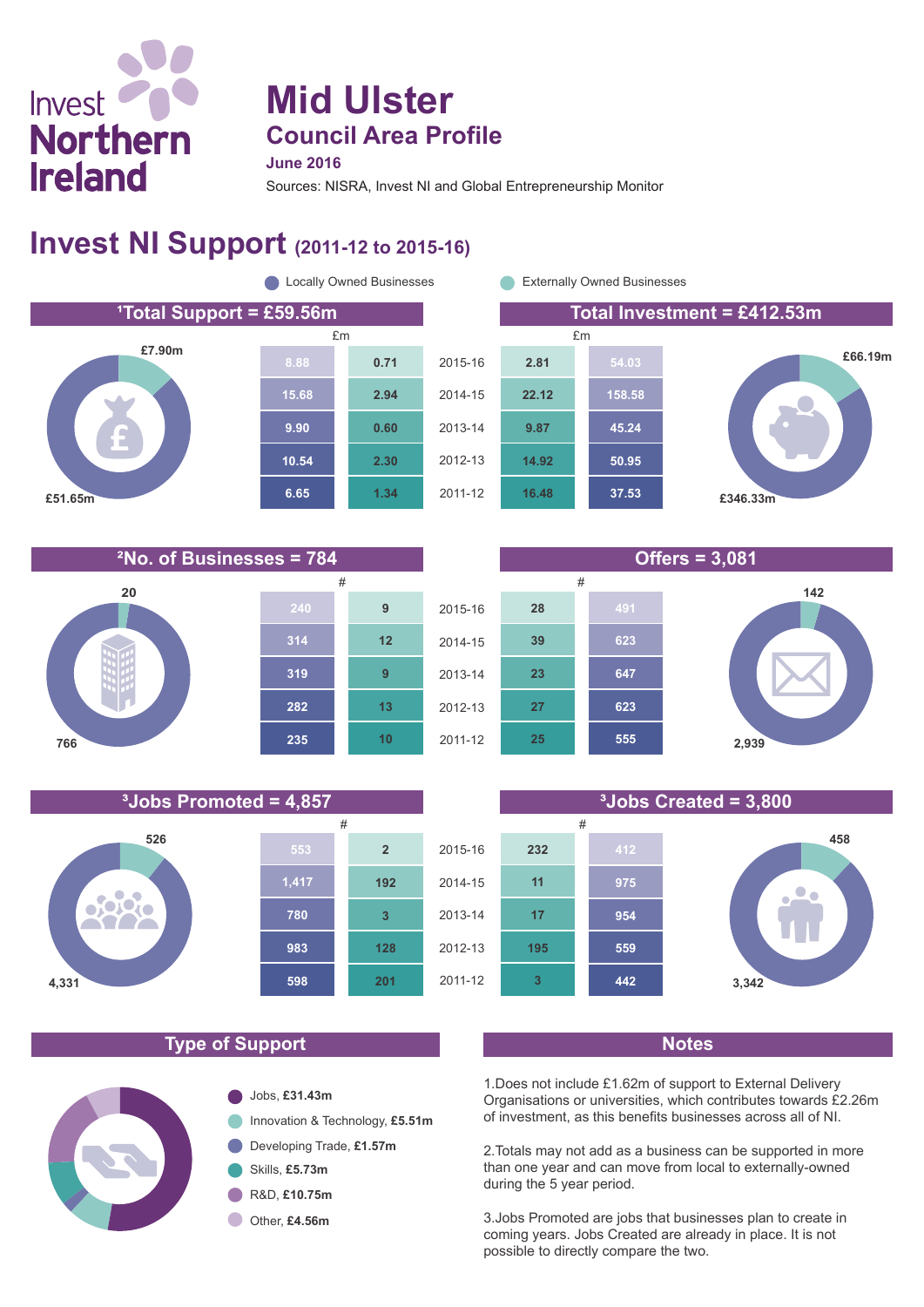# Mid Ulster

## Council Area Profile

**June 2016**

Sources: NISRA, Invest NI and Global Entrepreneurship Monitor

## Invest NI Support (2011-12 to 2015-16)

Locally Owned Businesses | Externally Owned Businesses

### [1]Total Support = £59.56m / Total Investment = £412.53m

Total Support: Locally Owned £51.65m; Externally Owned £7.90m

Total Investment: Locally Owned £346.33m; Externally Owned £66.19m

| Total Support – Locally Owned (£m) | Total Support – Externally Owned (£m) | Year | Total Investment – Externally Owned (£m) | Total Investment – Locally Owned (£m) |
|---|---|---|---|---|
| 8.88 | 0.71 | 2015-16 | 2.81 | 54.03 |
| 15.68 | 2.94 | 2014-15 | 22.12 | 158.58 |
| 9.90 | 0.60 | 2013-14 | 9.87 | 45.24 |
| 10.54 | 2.30 | 2012-13 | 14.92 | 50.95 |
| 6.65 | 1.34 | 2011-12 | 16.48 | 37.53 |

### [2]No. of Businesses = 784 / Offers = 3,081

No. of Businesses: Locally Owned 766; Externally Owned 20

Offers: Locally Owned 2,939; Externally Owned 142

| No. of Businesses – Locally Owned (#) | No. of Businesses – Externally Owned (#) | Year | Offers – Externally Owned (#) | Offers – Locally Owned (#) |
|---|---|---|---|---|
| 240 | 9 | 2015-16 | 28 | 491 |
| 314 | 12 | 2014-15 | 39 | 623 |
| 319 | 9 | 2013-14 | 23 | 647 |
| 282 | 13 | 2012-13 | 27 | 623 |
| 235 | 10 | 2011-12 | 25 | 555 |

### [3]Jobs Promoted = 4,857 / [3]Jobs Created = 3,800

Jobs Promoted: Locally Owned 4,331; Externally Owned 526

Jobs Created: Locally Owned 3,342; Externally Owned 458

| Jobs Promoted – Locally Owned (#) | Jobs Promoted – Externally Owned (#) | Year | Jobs Created – Externally Owned (#) | Jobs Created – Locally Owned (#) |
|---|---|---|---|---|
| 553 | 2 | 2015-16 | 232 | 412 |
| 1,417 | 192 | 2014-15 | 11 | 975 |
| 780 | 3 | 2013-14 | 17 | 954 |
| 983 | 128 | 2012-13 | 195 | 559 |
| 598 | 201 | 2011-12 | 3 | 442 |

### Type of Support

- Jobs, **£31.43m**
- Innovation & Technology, **£5.51m**
- Developing Trade, **£1.57m**
- Skills, **£5.73m**
- R&D, **£10.75m**
- Other, **£4.56m**

### Notes

1. Does not include £1.62m of support to External Delivery Organisations or universities, which contributes towards £2.26m of investment, as this benefits businesses across all of NI.

2. Totals may not add as a business can be supported in more than one year and can move from local to externally-owned during the 5 year period.

3. Jobs Promoted are jobs that businesses plan to create in coming years. Jobs Created are already in place. It is not possible to directly compare the two.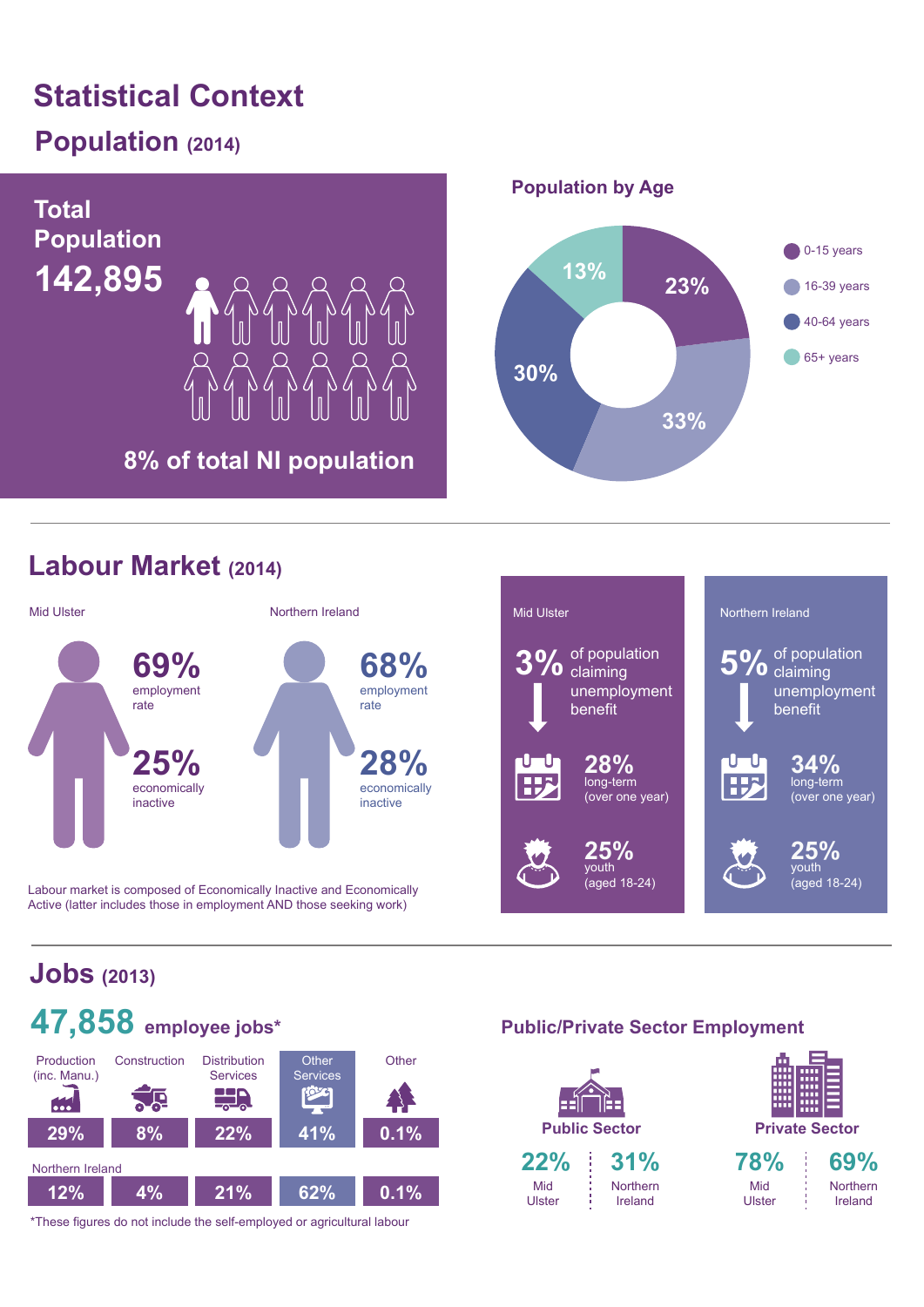# Statistical Context

## Population (2014)

**Total Population**

**142,895**

**8% of total NI population**

### Population by Age

| Age group | % |
|---|---|
| 0-15 years | 23% |
| 16-39 years | 33% |
| 40-64 years | 30% |
| 65+ years | 13% |

## Labour Market (2014)

| | Mid Ulster | Northern Ireland |
|---|---|---|
| employment rate | 69% | 68% |
| economically inactive | 25% | 28% |

Labour market is composed of Economically Inactive and Economically Active (latter includes those in employment AND those seeking work)

| | Mid Ulster | Northern Ireland |
|---|---|---|
| of population claiming unemployment benefit | 3% | 5% |
| long-term (over one year) | 28% | 34% |
| youth (aged 18-24) | 25% | 25% |

## Jobs (2013)

**47,858** employee jobs*

| | Production (inc. Manu.) | Construction | Distribution Services | Other Services | Other |
|---|---|---|---|---|---|
| Mid Ulster | 29% | 8% | 22% | 41% | 0.1% |
| Northern Ireland | 12% | 4% | 21% | 62% | 0.1% |

*These figures do not include the self-employed or agricultural labour

### Public/Private Sector Employment

| | Mid Ulster | Northern Ireland |
|---|---|---|
| Public Sector | 22% | 31% |
| Private Sector | 78% | 69% |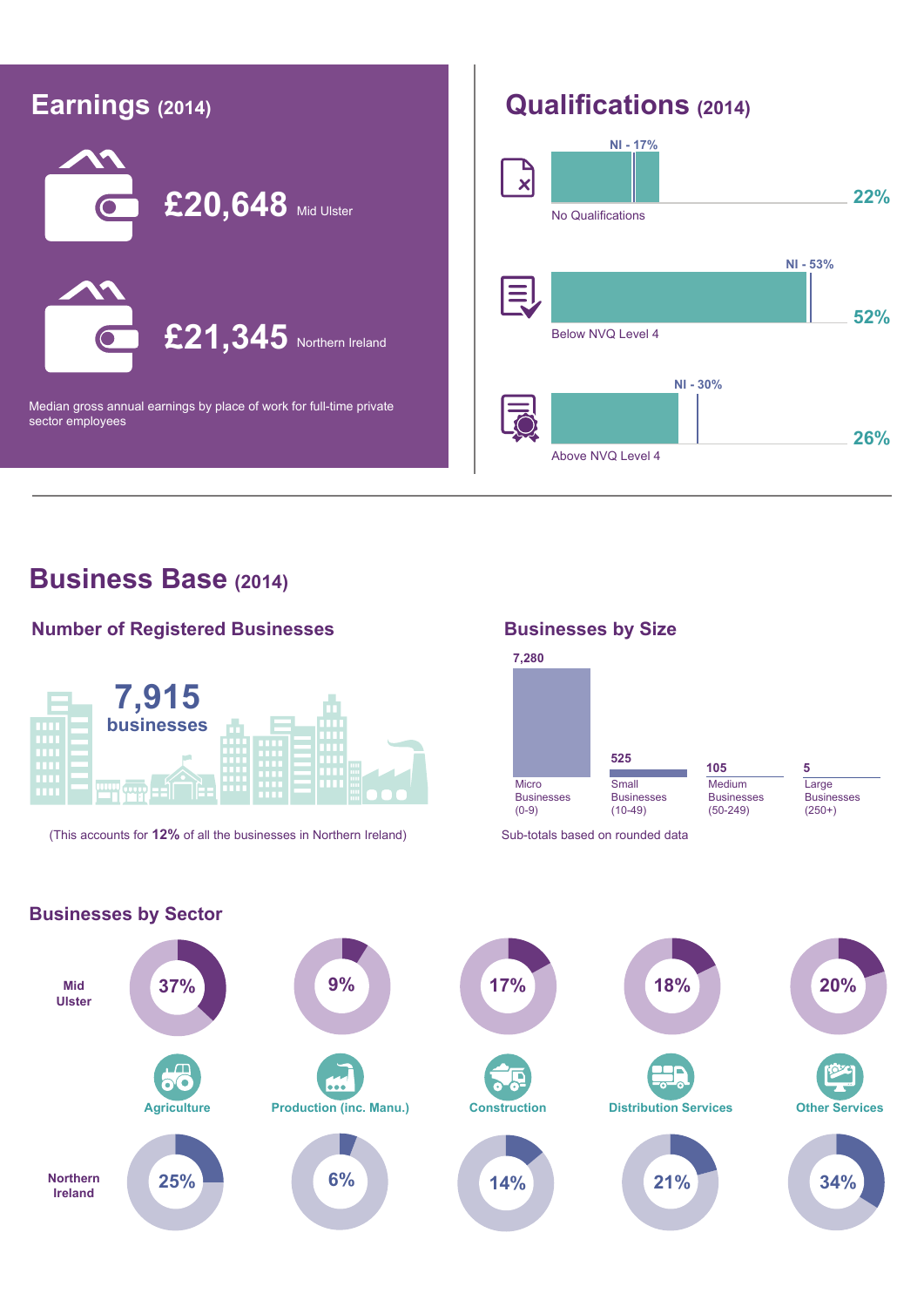## Earnings (2014)

**£20,648** Mid Ulster

**£21,345** Northern Ireland

Median gross annual earnings by place of work for full-time private sector employees

## Qualifications (2014)

| | Mid Ulster | NI |
|---|---|---|
| No Qualifications | 22% | 17% |
| Below NVQ Level 4 | 52% | 53% |
| Above NVQ Level 4 | 26% | 30% |

## Business Base (2014)

### Number of Registered Businesses

**7,915 businesses**

(This accounts for **12%** of all the businesses in Northern Ireland)

### Businesses by Size

| Size | Number |
|---|---|
| Micro Businesses (0-9) | 7,280 |
| Small Businesses (10-49) | 525 |
| Medium Businesses (50-249) | 105 |
| Large Businesses (250+) | 5 |

Sub-totals based on rounded data

### Businesses by Sector

| Sector | Mid Ulster | Northern Ireland |
|---|---|---|
| Agriculture | 37% | 25% |
| Production (inc. Manu.) | 9% | 6% |
| Construction | 17% | 14% |
| Distribution Services | 18% | 21% |
| Other Services | 20% | 34% |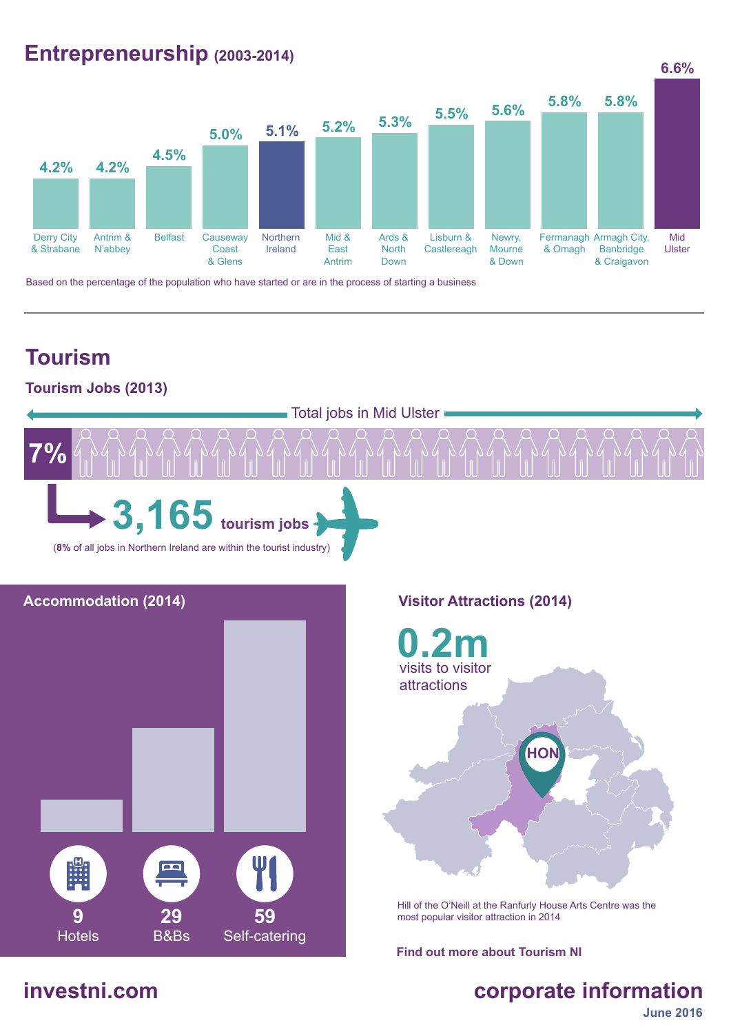## Entrepreneurship (2003-2014)

4.2%
Derry City & Strabane

4.2%
Antrim & N'abbey

4.5%
Belfast

5.0%
Causeway Coast & Glens

5.1%
Northern Ireland

5.2%
Mid & East Antrim

5.3%
Ards & North Down

5.5%
Lisburn & Castlereagh

5.6%
Newry, Mourne & Down

5.8%
Fermanagh & Omagh

5.8%
Armagh City, Banbridge & Craigavon

6.6%
Mid Ulster

Based on the percentage of the population who have started or are in the process of starting a business

# Tourism

### Tourism Jobs (2013)

Total jobs in Mid Ulster

7%

**3,165** tourism jobs

(**8%** of all jobs in Northern Ireland are within the tourist industry)

### Accommodation (2014)

9
Hotels

29
B&Bs

59
Self-catering

### Visitor Attractions (2014)

**0.2m**
visits to visitor attractions

HON

Hill of the O'Neill at the Ranfurly House Arts Centre was the most popular visitor attraction in 2014

**Find out more about Tourism NI**

**investni.com**

**corporate information**
**June 2016**